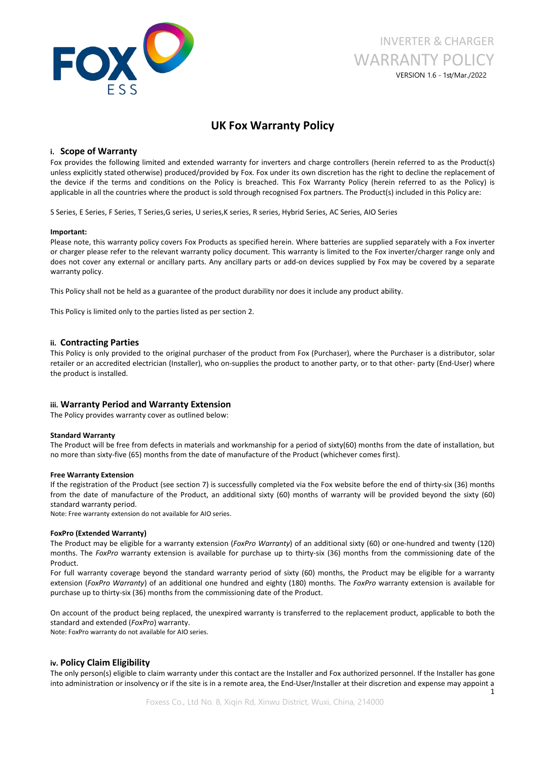INVERTER & CHARGER
WARRANTY POLICY
VERSION 1.6 - 1st/Mar./2022

# UK Fox Warranty Policy

## i. Scope of Warranty

Fox provides the following limited and extended warranty for inverters and charge controllers (herein referred to as the Product(s) unless explicitly stated otherwise) produced/provided by Fox. Fox under its own discretion has the right to decline the replacement of the device if the terms and conditions on the Policy is breached. This Fox Warranty Policy (herein referred to as the Policy) is applicable in all the countries where the product is sold through recognised Fox partners. The Product(s) included in this Policy are:

S Series, E Series, F Series, T Series,G series, U series,K series, R series, Hybrid Series, AC Series, AIO Series

**Important:**

Please note, this warranty policy covers Fox Products as specified herein. Where batteries are supplied separately with a Fox inverter or charger please refer to the relevant warranty policy document. This warranty is limited to the Fox inverter/charger range only and does not cover any external or ancillary parts. Any ancillary parts or add-on devices supplied by Fox may be covered by a separate warranty policy.

This Policy shall not be held as a guarantee of the product durability nor does it include any product ability.

This Policy is limited only to the parties listed as per section 2.

## ii. Contracting Parties

This Policy is only provided to the original purchaser of the product from Fox (Purchaser), where the Purchaser is a distributor, solar retailer or an accredited electrician (Installer), who on-supplies the product to another party, or to that other- party (End-User) where the product is installed.

## iii. Warranty Period and Warranty Extension

The Policy provides warranty cover as outlined below:

**Standard Warranty**

The Product will be free from defects in materials and workmanship for a period of sixty(60) months from the date of installation, but no more than sixty-five (65) months from the date of manufacture of the Product (whichever comes first).

**Free Warranty Extension**

If the registration of the Product (see section 7) is successfully completed via the Fox website before the end of thirty-six (36) months from the date of manufacture of the Product, an additional sixty (60) months of warranty will be provided beyond the sixty (60) standard warranty period.

Note: Free warranty extension do not available for AIO series.

**FoxPro (Extended Warranty)**

The Product may be eligible for a warranty extension (*FoxPro Warranty*) of an additional sixty (60) or one-hundred and twenty (120) months. The *FoxPro* warranty extension is available for purchase up to thirty-six (36) months from the commissioning date of the Product.

For full warranty coverage beyond the standard warranty period of sixty (60) months, the Product may be eligible for a warranty extension (*FoxPro Warranty*) of an additional one hundred and eighty (180) months. The *FoxPro* warranty extension is available for purchase up to thirty-six (36) months from the commissioning date of the Product.

On account of the product being replaced, the unexpired warranty is transferred to the replacement product, applicable to both the standard and extended (*FoxPro*) warranty.

Note: FoxPro warranty do not available for AIO series.

## iv. Policy Claim Eligibility

The only person(s) eligible to claim warranty under this contact are the Installer and Fox authorized personnel. If the Installer has gone into administration or insolvency or if the site is in a remote area, the End-User/Installer at their discretion and expense may appoint a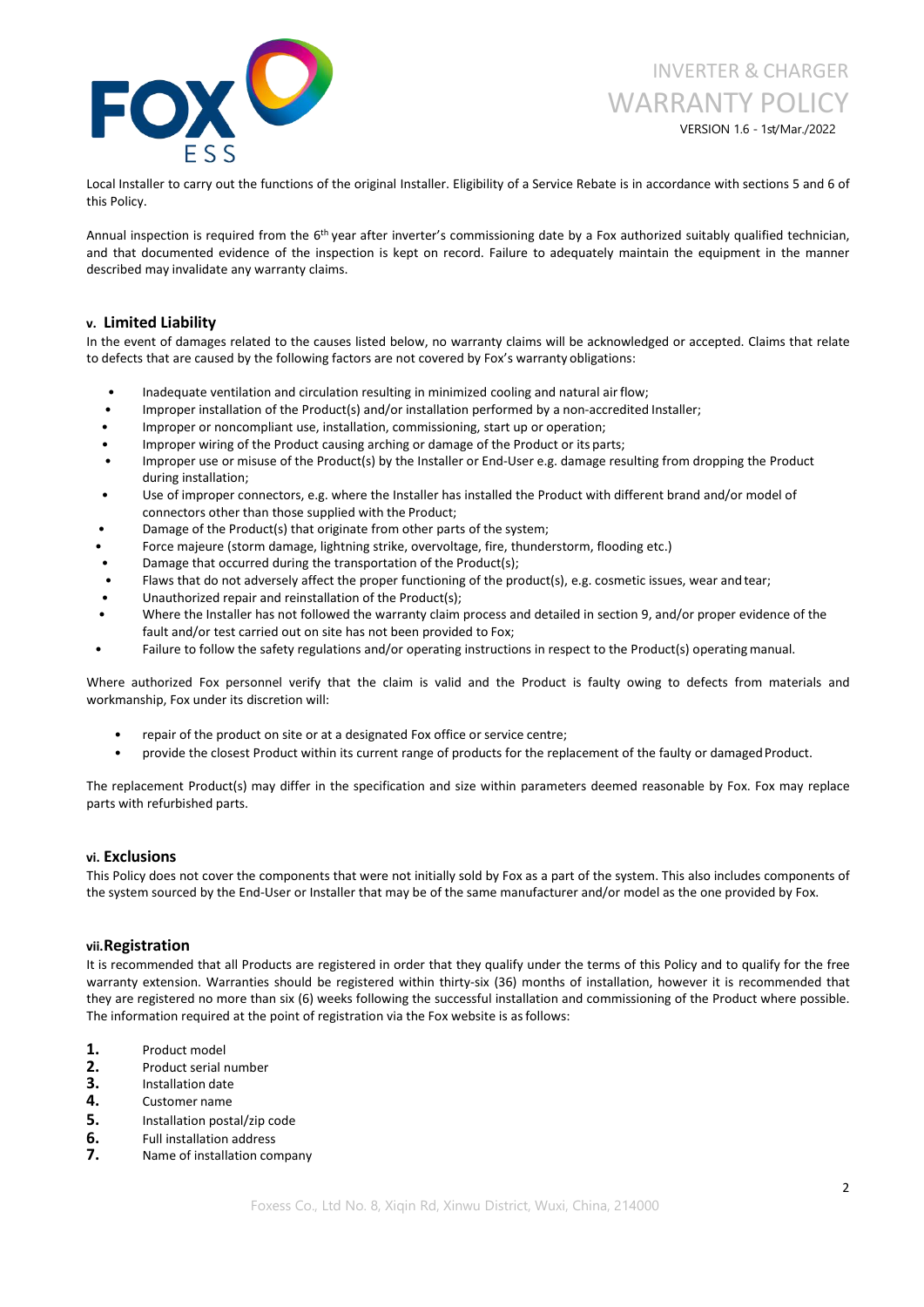Local Installer to carry out the functions of the original Installer. Eligibility of a Service Rebate is in accordance with sections 5 and 6 of this Policy.

Annual inspection is required from the 6th year after inverter's commissioning date by a Fox authorized suitably qualified technician, and that documented evidence of the inspection is kept on record. Failure to adequately maintain the equipment in the manner described may invalidate any warranty claims.

## v. Limited Liability

In the event of damages related to the causes listed below, no warranty claims will be acknowledged or accepted. Claims that relate to defects that are caused by the following factors are not covered by Fox's warranty obligations:

- Inadequate ventilation and circulation resulting in minimized cooling and natural air flow;
- Improper installation of the Product(s) and/or installation performed by a non-accredited Installer;
- Improper or noncompliant use, installation, commissioning, start up or operation;
- Improper wiring of the Product causing arching or damage of the Product or its parts;
- Improper use or misuse of the Product(s) by the Installer or End-User e.g. damage resulting from dropping the Product during installation;
- Use of improper connectors, e.g. where the Installer has installed the Product with different brand and/or model of connectors other than those supplied with the Product;
- Damage of the Product(s) that originate from other parts of the system;
- Force majeure (storm damage, lightning strike, overvoltage, fire, thunderstorm, flooding etc.)
- Damage that occurred during the transportation of the Product(s);
- Flaws that do not adversely affect the proper functioning of the product(s), e.g. cosmetic issues, wear and tear;
- Unauthorized repair and reinstallation of the Product(s);
- Where the Installer has not followed the warranty claim process and detailed in section 9, and/or proper evidence of the fault and/or test carried out on site has not been provided to Fox;
- Failure to follow the safety regulations and/or operating instructions in respect to the Product(s) operating manual.

Where authorized Fox personnel verify that the claim is valid and the Product is faulty owing to defects from materials and workmanship, Fox under its discretion will:

- repair of the product on site or at a designated Fox office or service centre;
- provide the closest Product within its current range of products for the replacement of the faulty or damaged Product.

The replacement Product(s) may differ in the specification and size within parameters deemed reasonable by Fox. Fox may replace parts with refurbished parts.

## vi. Exclusions

This Policy does not cover the components that were not initially sold by Fox as a part of the system. This also includes components of the system sourced by the End-User or Installer that may be of the same manufacturer and/or model as the one provided by Fox.

## vii. Registration

It is recommended that all Products are registered in order that they qualify under the terms of this Policy and to qualify for the free warranty extension. Warranties should be registered within thirty-six (36) months of installation, however it is recommended that they are registered no more than six (6) weeks following the successful installation and commissioning of the Product where possible. The information required at the point of registration via the Fox website is as follows:

1. Product model
2. Product serial number
3. Installation date
4. Customer name
5. Installation postal/zip code
6. Full installation address
7. Name of installation company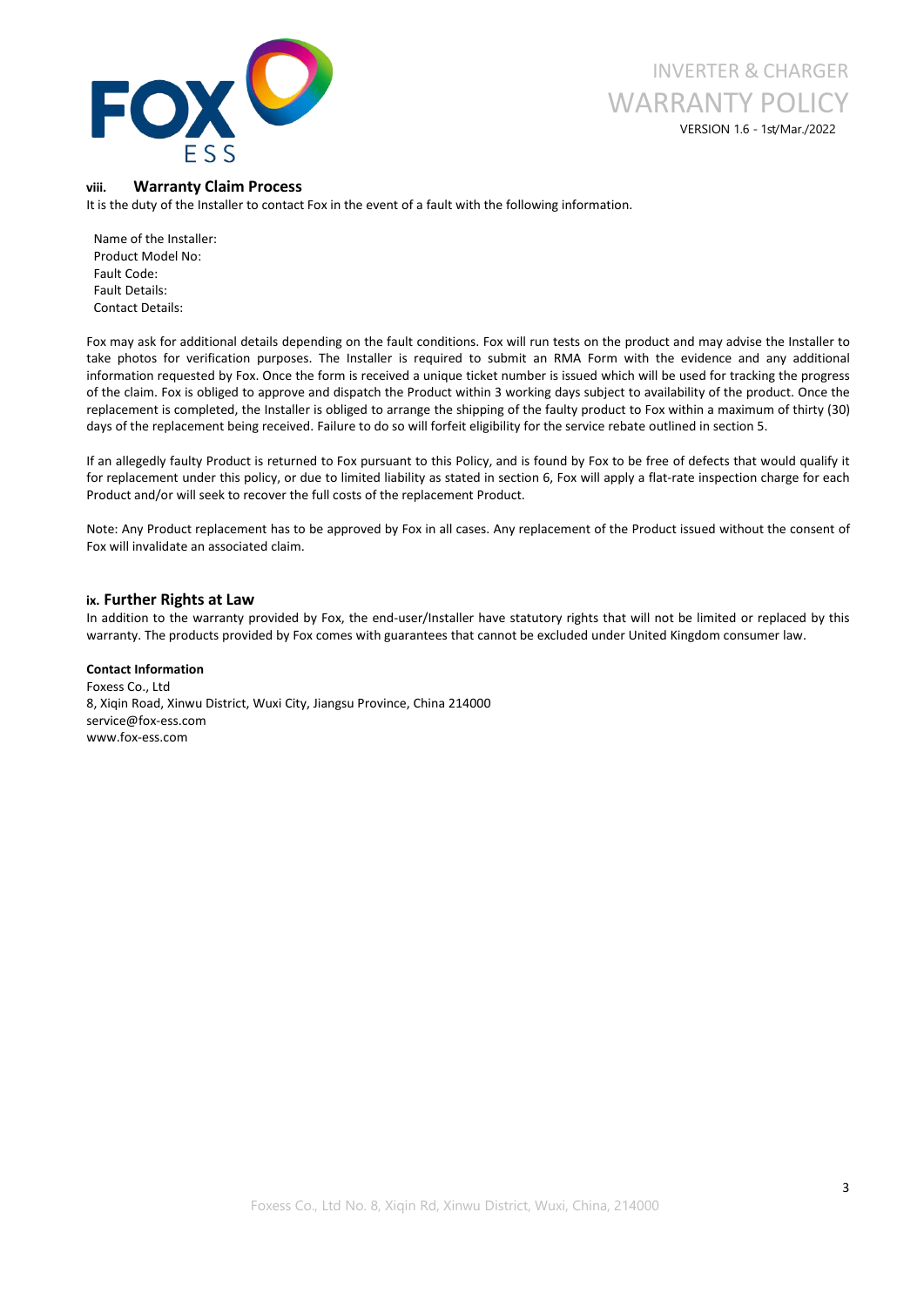### viii. Warranty Claim Process

It is the duty of the Installer to contact Fox in the event of a fault with the following information.

Name of the Installer:
Product Model No:
Fault Code:
Fault Details:
Contact Details:

Fox may ask for additional details depending on the fault conditions. Fox will run tests on the product and may advise the Installer to take photos for verification purposes. The Installer is required to submit an RMA Form with the evidence and any additional information requested by Fox. Once the form is received a unique ticket number is issued which will be used for tracking the progress of the claim. Fox is obliged to approve and dispatch the Product within 3 working days subject to availability of the product. Once the replacement is completed, the Installer is obliged to arrange the shipping of the faulty product to Fox within a maximum of thirty (30) days of the replacement being received. Failure to do so will forfeit eligibility for the service rebate outlined in section 5.

If an allegedly faulty Product is returned to Fox pursuant to this Policy, and is found by Fox to be free of defects that would qualify it for replacement under this policy, or due to limited liability as stated in section 6, Fox will apply a flat-rate inspection charge for each Product and/or will seek to recover the full costs of the replacement Product.

Note: Any Product replacement has to be approved by Fox in all cases. Any replacement of the Product issued without the consent of Fox will invalidate an associated claim.

### ix. Further Rights at Law

In addition to the warranty provided by Fox, the end-user/Installer have statutory rights that will not be limited or replaced by this warranty. The products provided by Fox comes with guarantees that cannot be excluded under United Kingdom consumer law.

**Contact Information**

Foxess Co., Ltd
8, Xiqin Road, Xinwu District, Wuxi City, Jiangsu Province, China 214000
service@fox-ess.com
www.fox-ess.com